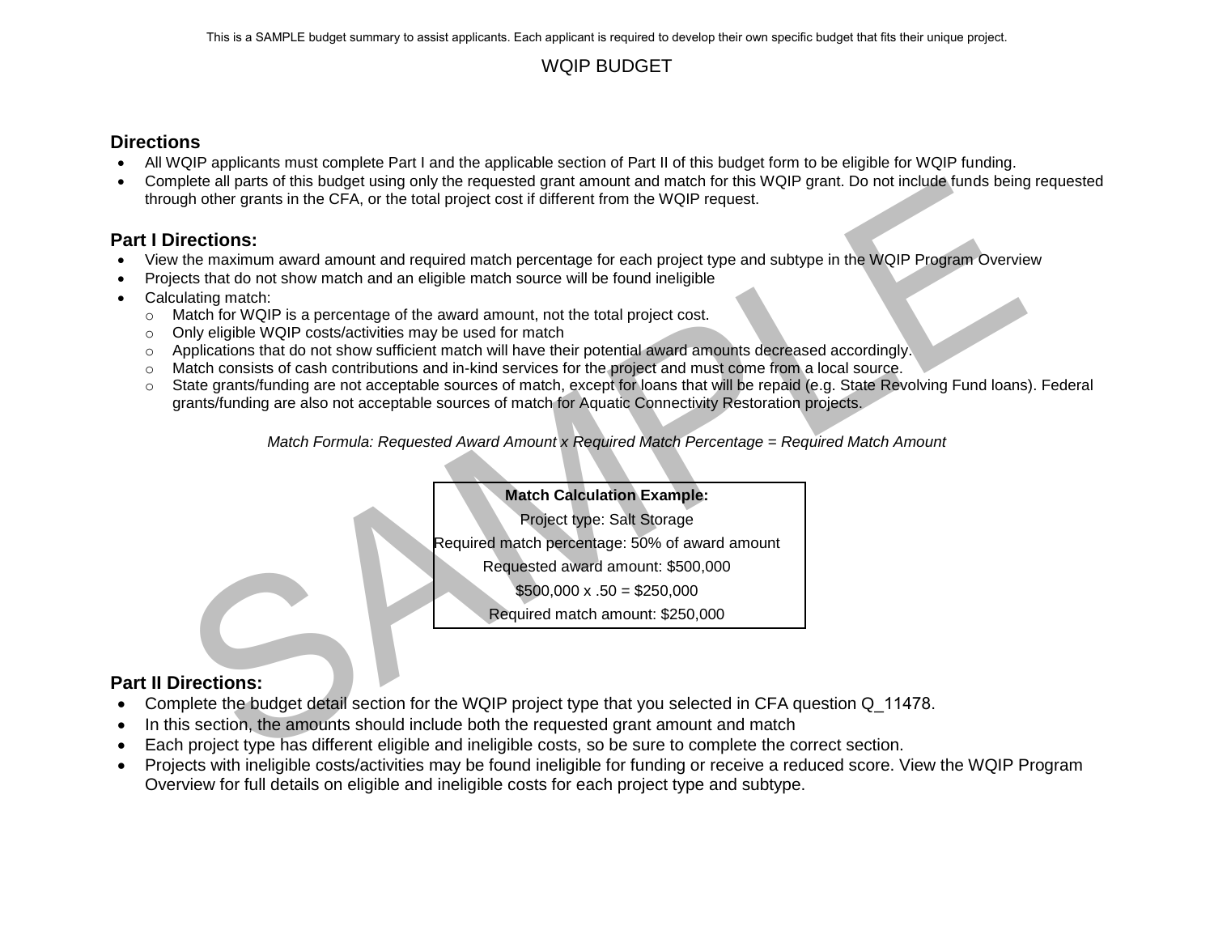This is a SAMPLE budget summary to assist applicants. Each applicant is required to develop their own specific budget that fits their unique project.

# WQIP BUDGET

## Directions

- All WQIP applicants must complete Part I and the applicable section of Part II of this budget form to be eligible for WQIP funding.
- Complete all parts of this budget using only the requested grant amount and match for this WQIP grant. Do not include funds being requested through other grants in the CFA, or the total project cost if different from the WQIP request.

## Part I Directions:

- View the maximum award amount and required match percentage for each project type and subtype in the WQIP Program Overview
- Projects that do not show match and an eligible match source will be found ineligible
- Calculating match:
  - Match for WQIP is a percentage of the award amount, not the total project cost.
  - Only eligible WQIP costs/activities may be used for match
  - Applications that do not show sufficient match will have their potential award amounts decreased accordingly.
  - Match consists of cash contributions and in-kind services for the project and must come from a local source.
  - State grants/funding are not acceptable sources of match, except for loans that will be repaid (e.g. State Revolving Fund loans). Federal grants/funding are also not acceptable sources of match for Aquatic Connectivity Restoration projects.

*Match Formula: Requested Award Amount x Required Match Percentage = Required Match Amount*

| **Match Calculation Example:** |
|---|
| Project type: Salt Storage |
| Required match percentage: 50% of award amount |
| Requested award amount: $500,000 |
| $500,000 x .50 = $250,000 |
| Required match amount: $250,000 |

## Part II Directions:

- Complete the budget detail section for the WQIP project type that you selected in CFA question Q_11478.
- In this section, the amounts should include both the requested grant amount and match
- Each project type has different eligible and ineligible costs, so be sure to complete the correct section.
- Projects with ineligible costs/activities may be found ineligible for funding or receive a reduced score. View the WQIP Program Overview for full details on eligible and ineligible costs for each project type and subtype.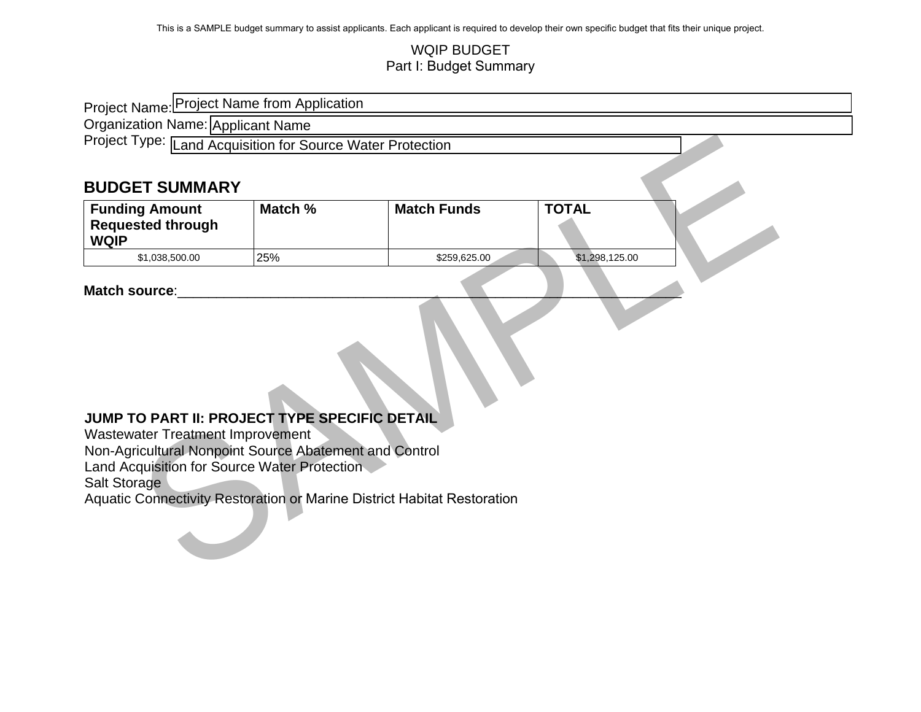This is a SAMPLE budget summary to assist applicants. Each applicant is required to develop their own specific budget that fits their unique project.

WQIP BUDGET
Part I: Budget Summary

Project Name: Project Name from Application
Organization Name: Applicant Name
Project Type: Land Acquisition for Source Water Protection

## BUDGET SUMMARY

| Funding Amount Requested through WQIP | Match % | Match Funds | TOTAL |
|---|---|---|---|
| $1,038,500.00 | 25% | $259,625.00 | $1,298,125.00 |

**Match source**:______________________________________________________________

**JUMP TO PART II: PROJECT TYPE SPECIFIC DETAIL**
Wastewater Treatment Improvement
Non-Agricultural Nonpoint Source Abatement and Control
Land Acquisition for Source Water Protection
Salt Storage
Aquatic Connectivity Restoration or Marine District Habitat Restoration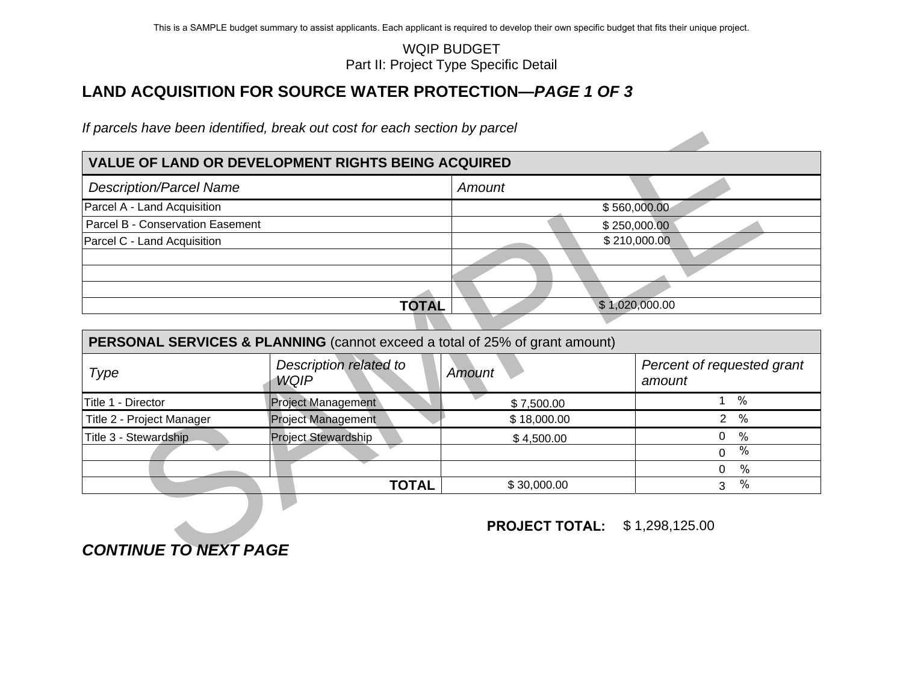This is a SAMPLE budget summary to assist applicants. Each applicant is required to develop their own specific budget that fits their unique project.

WQIP BUDGET
Part II: Project Type Specific Detail

## LAND ACQUISITION FOR SOURCE WATER PROTECTION—*PAGE 1 OF 3*

*If parcels have been identified, break out cost for each section by parcel*

| VALUE OF LAND OR DEVELOPMENT RIGHTS BEING ACQUIRED | |
|---|---|
| *Description/Parcel Name* | *Amount* |
| Parcel A - Land Acquisition | $ 560,000.00 |
| Parcel B - Conservation Easement | $ 250,000.00 |
| Parcel C - Land Acquisition | $ 210,000.00 |
| | |
| | |
| | |
| **TOTAL** | $ 1,020,000.00 |

| **PERSONAL SERVICES & PLANNING** (cannot exceed a total of 25% of grant amount) | | | |
|---|---|---|---|
| *Type* | *Description related to WQIP* | *Amount* | *Percent of requested grant amount* |
| Title 1 - Director | Project Management | $ 7,500.00 | 1 % |
| Title 2 - Project Manager | Project Management | $ 18,000.00 | 2 % |
| Title 3 - Stewardship | Project Stewardship | $ 4,500.00 | 0 % |
| | | | 0 % |
| | | | 0 % |
| **TOTAL** | | $ 30,000.00 | 3 % |

**PROJECT TOTAL:** $ 1,298,125.00

***CONTINUE TO NEXT PAGE***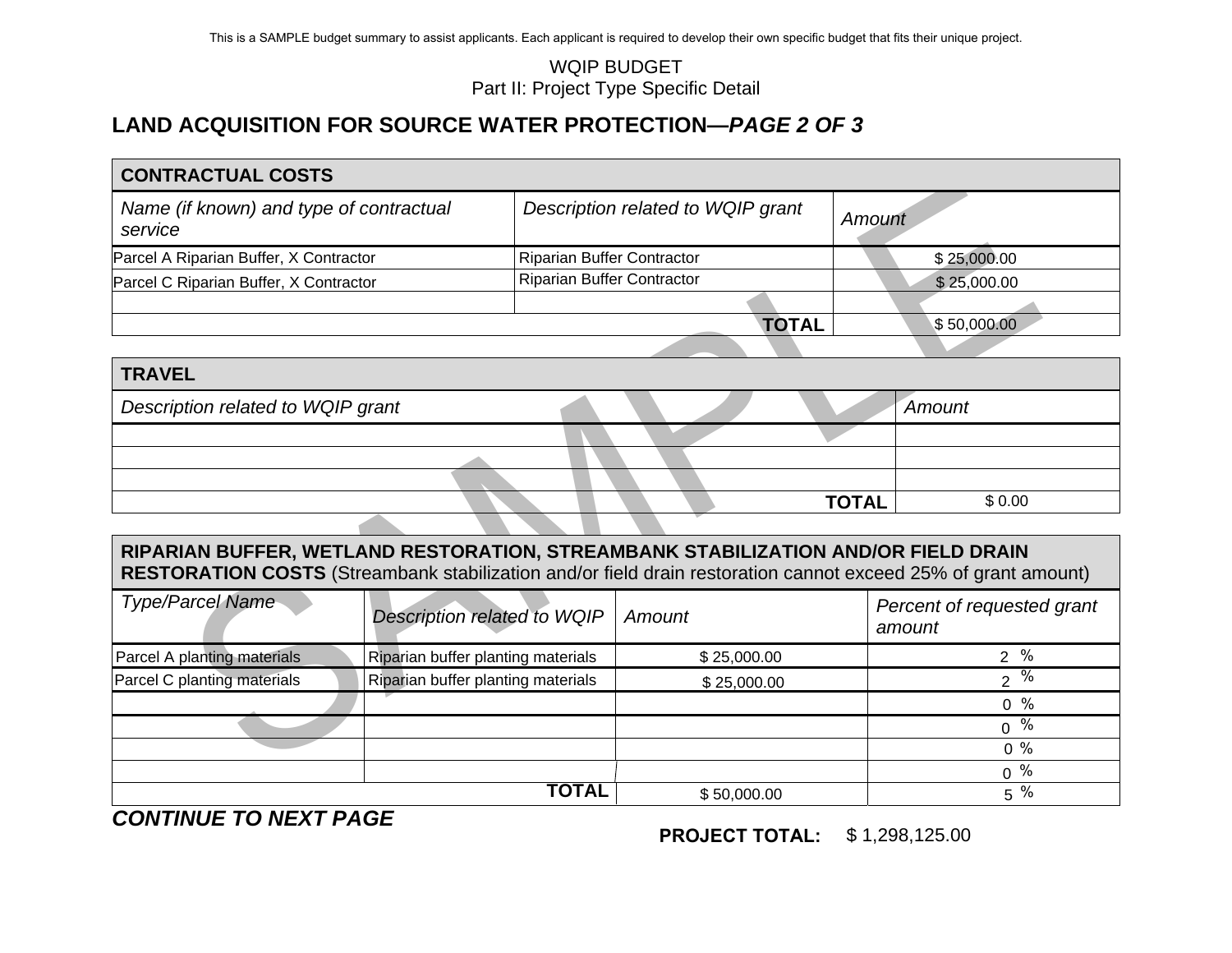This is a SAMPLE budget summary to assist applicants. Each applicant is required to develop their own specific budget that fits their unique project.

WQIP BUDGET
Part II: Project Type Specific Detail

## LAND ACQUISITION FOR SOURCE WATER PROTECTION—*PAGE 2 OF 3*

| **CONTRACTUAL COSTS** | | |
|---|---|---|
| *Name (if known) and type of contractual service* | *Description related to WQIP grant* | *Amount* |
| Parcel A Riparian Buffer, X Contractor | Riparian Buffer Contractor | $ 25,000.00 |
| Parcel C Riparian Buffer, X Contractor | Riparian Buffer Contractor | $ 25,000.00 |
| | | |
| | **TOTAL** | $ 50,000.00 |

| **TRAVEL** | |
|---|---|
| *Description related to WQIP grant* | *Amount* |
| | |
| | |
| | |
| **TOTAL** | $ 0.00 |

| **RIPARIAN BUFFER, WETLAND RESTORATION, STREAMBANK STABILIZATION AND/OR FIELD DRAIN RESTORATION COSTS** (Streambank stabilization and/or field drain restoration cannot exceed 25% of grant amount) | | | |
|---|---|---|---|
| *Type/Parcel Name* | *Description related to WQIP* | *Amount* | *Percent of requested grant amount* |
| Parcel A planting materials | Riparian buffer planting materials | $ 25,000.00 | 2 % |
| Parcel C planting materials | Riparian buffer planting materials | $ 25,000.00 | 2 % |
| | | | 0 % |
| | | | 0 % |
| | | | 0 % |
| | | | 0 % |
| | **TOTAL** | $ 50,000.00 | 5 % |

***CONTINUE TO NEXT PAGE***

**PROJECT TOTAL:** $ 1,298,125.00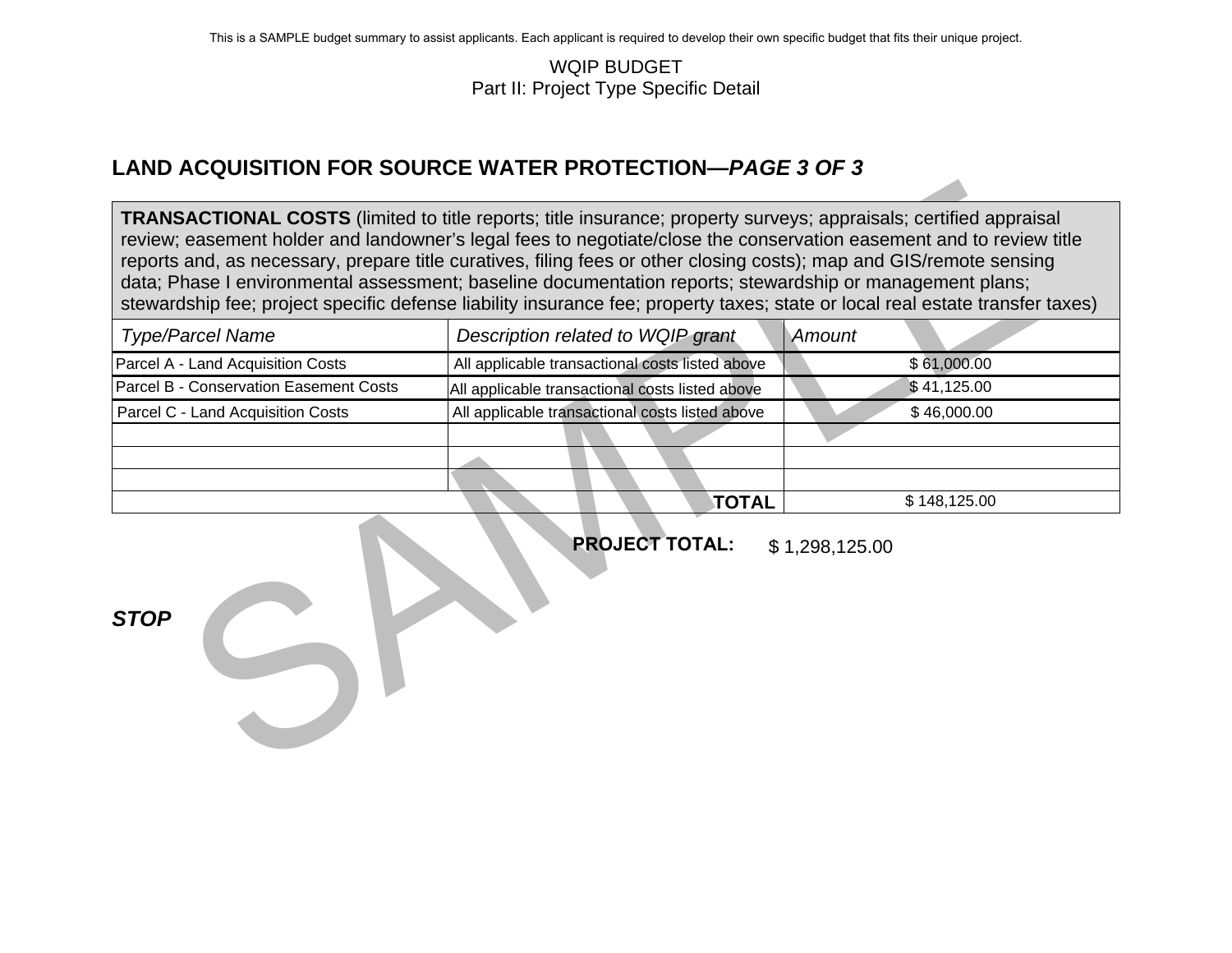This is a SAMPLE budget summary to assist applicants. Each applicant is required to develop their own specific budget that fits their unique project.

WQIP BUDGET
Part II: Project Type Specific Detail

## LAND ACQUISITION FOR SOURCE WATER PROTECTION—*PAGE 3 OF 3*

| **TRANSACTIONAL COSTS** (limited to title reports; title insurance; property surveys; appraisals; certified appraisal review; easement holder and landowner's legal fees to negotiate/close the conservation easement and to review title reports and, as necessary, prepare title curatives, filing fees or other closing costs); map and GIS/remote sensing data; Phase I environmental assessment; baseline documentation reports; stewardship or management plans; stewardship fee; project specific defense liability insurance fee; property taxes; state or local real estate transfer taxes) | | |
|---|---|---|
| *Type/Parcel Name* | *Description related to WQIP grant* | *Amount* |
| Parcel A - Land Acquisition Costs | All applicable transactional costs listed above | $ 61,000.00 |
| Parcel B - Conservation Easement Costs | All applicable transactional costs listed above | $ 41,125.00 |
| Parcel C - Land Acquisition Costs | All applicable transactional costs listed above | $ 46,000.00 |
| | | |
| | | |
| | | |
| | **TOTAL** | $ 148,125.00 |

**PROJECT TOTAL:** $ 1,298,125.00

***STOP***